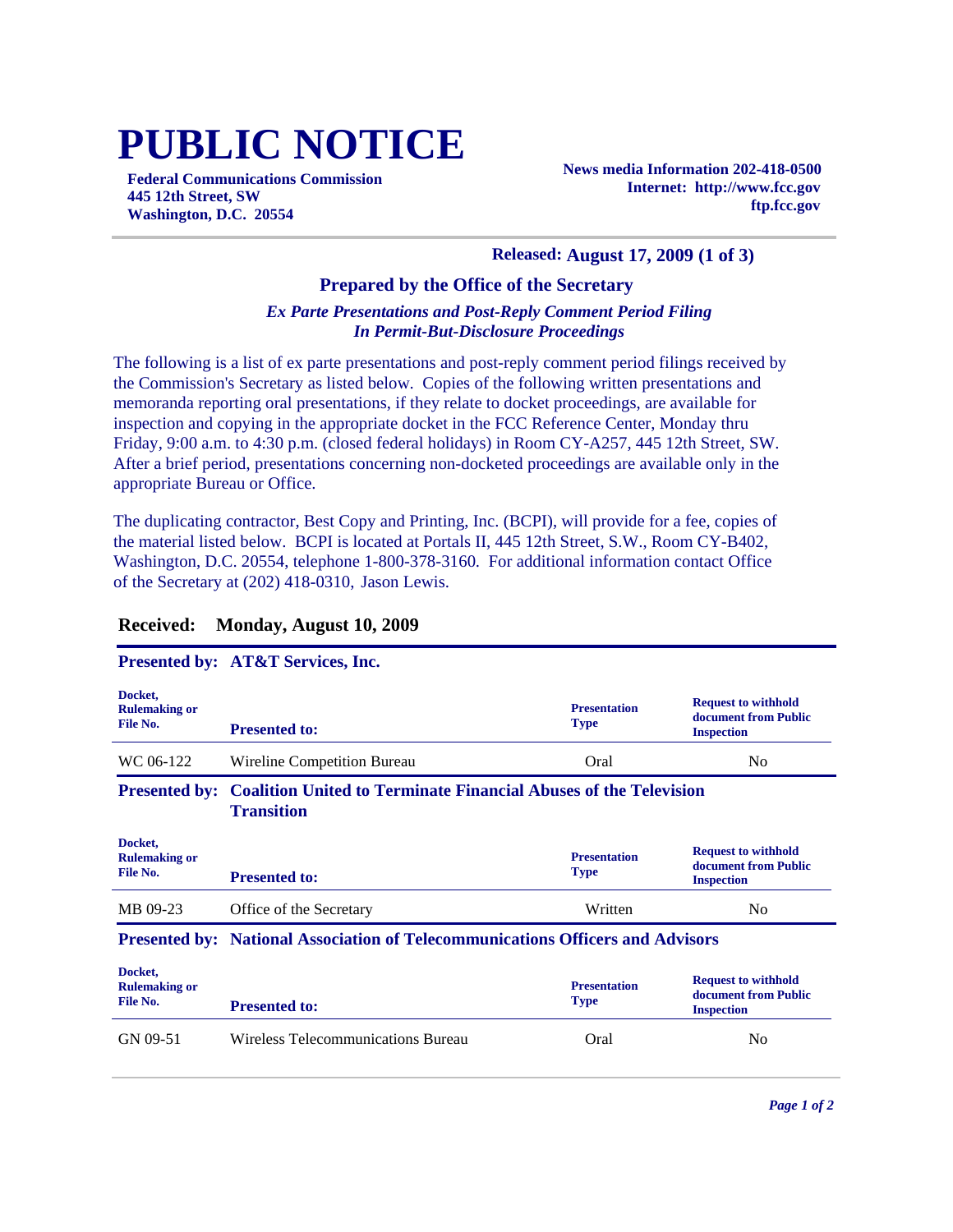# PUBLIC NOTICE

**Federal Communications Commission**
**445 12th Street, SW**
**Washington, D.C. 20554**

**News media Information 202-418-0500**
**Internet: http://www.fcc.gov**
**ftp.fcc.gov**

**Released: August 17, 2009 (1 of 3)**

## Prepared by the Office of the Secretary

***Ex Parte Presentations and Post-Reply Comment Period Filing In Permit-But-Disclosure Proceedings***

The following is a list of ex parte presentations and post-reply comment period filings received by the Commission's Secretary as listed below. Copies of the following written presentations and memoranda reporting oral presentations, if they relate to docket proceedings, are available for inspection and copying in the appropriate docket in the FCC Reference Center, Monday thru Friday, 9:00 a.m. to 4:30 p.m. (closed federal holidays) in Room CY-A257, 445 12th Street, SW. After a brief period, presentations concerning non-docketed proceedings are available only in the appropriate Bureau or Office.

The duplicating contractor, Best Copy and Printing, Inc. (BCPI), will provide for a fee, copies of the material listed below. BCPI is located at Portals II, 445 12th Street, S.W., Room CY-B402, Washington, D.C. 20554, telephone 1-800-378-3160. For additional information contact Office of the Secretary at (202) 418-0310, Jason Lewis.

### Received: Monday, August 10, 2009

**Presented by: AT&T Services, Inc.**

| Docket, Rulemaking or File No. | Presented to: | Presentation Type | Request to withhold document from Public Inspection |
|---|---|---|---|
| WC 06-122 | Wireline Competition Bureau | Oral | No |

**Presented by: Coalition United to Terminate Financial Abuses of the Television Transition**

| Docket, Rulemaking or File No. | Presented to: | Presentation Type | Request to withhold document from Public Inspection |
|---|---|---|---|
| MB 09-23 | Office of the Secretary | Written | No |

**Presented by: National Association of Telecommunications Officers and Advisors**

| Docket, Rulemaking or File No. | Presented to: | Presentation Type | Request to withhold document from Public Inspection |
|---|---|---|---|
| GN 09-51 | Wireless Telecommunications Bureau | Oral | No |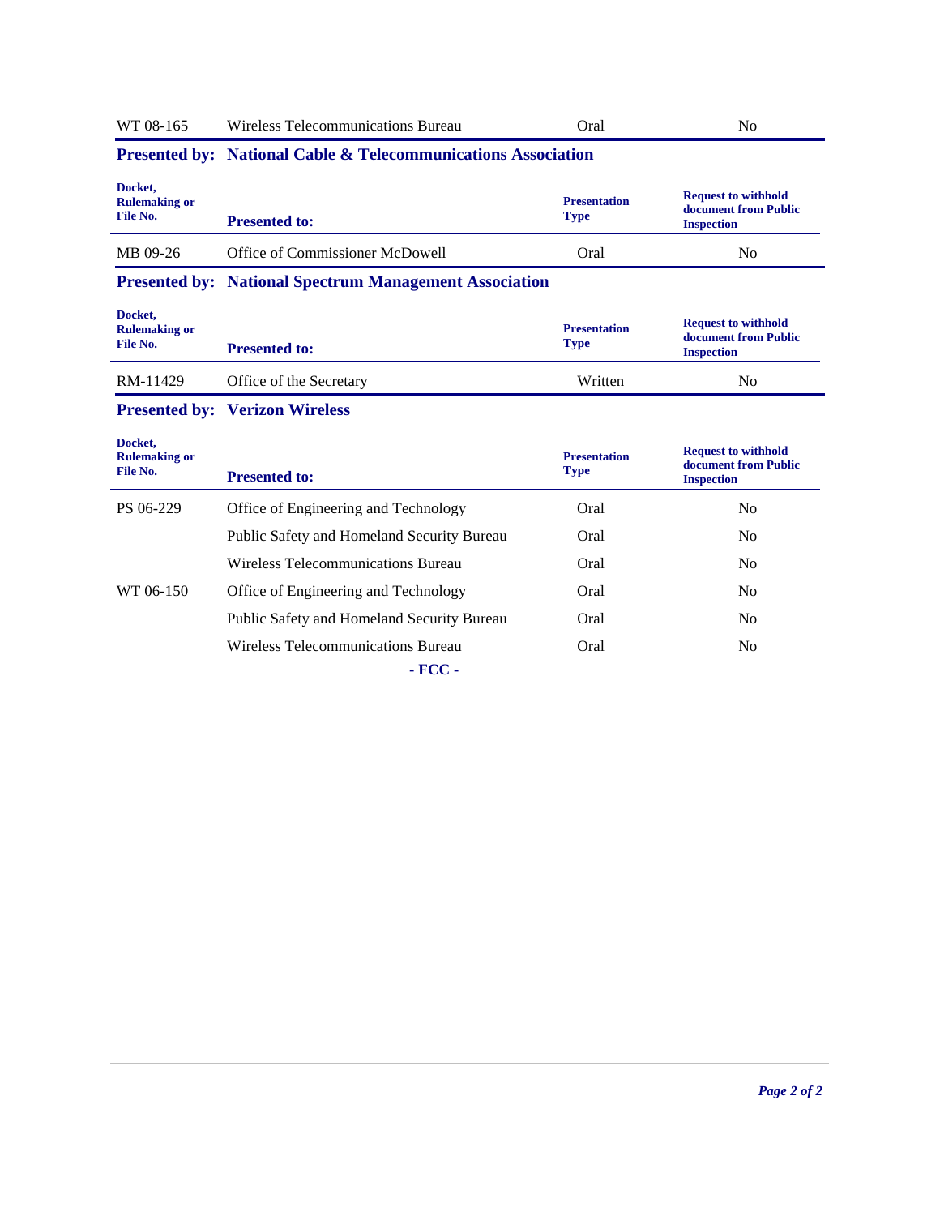| | | | |
|---|---|---|---|
| WT 08-165 | Wireless Telecommunications Bureau | Oral | No |

**Presented by: National Cable & Telecommunications Association**

| Docket, Rulemaking or File No. | Presented to: | Presentation Type | Request to withhold document from Public Inspection |
|---|---|---|---|
| MB 09-26 | Office of Commissioner McDowell | Oral | No |

**Presented by: National Spectrum Management Association**

| Docket, Rulemaking or File No. | Presented to: | Presentation Type | Request to withhold document from Public Inspection |
|---|---|---|---|
| RM-11429 | Office of the Secretary | Written | No |

**Presented by: Verizon Wireless**

| Docket, Rulemaking or File No. | Presented to: | Presentation Type | Request to withhold document from Public Inspection |
|---|---|---|---|
| PS 06-229 | Office of Engineering and Technology | Oral | No |
| | Public Safety and Homeland Security Bureau | Oral | No |
| | Wireless Telecommunications Bureau | Oral | No |
| WT 06-150 | Office of Engineering and Technology | Oral | No |
| | Public Safety and Homeland Security Bureau | Oral | No |
| | Wireless Telecommunications Bureau | Oral | No |

**- FCC -**